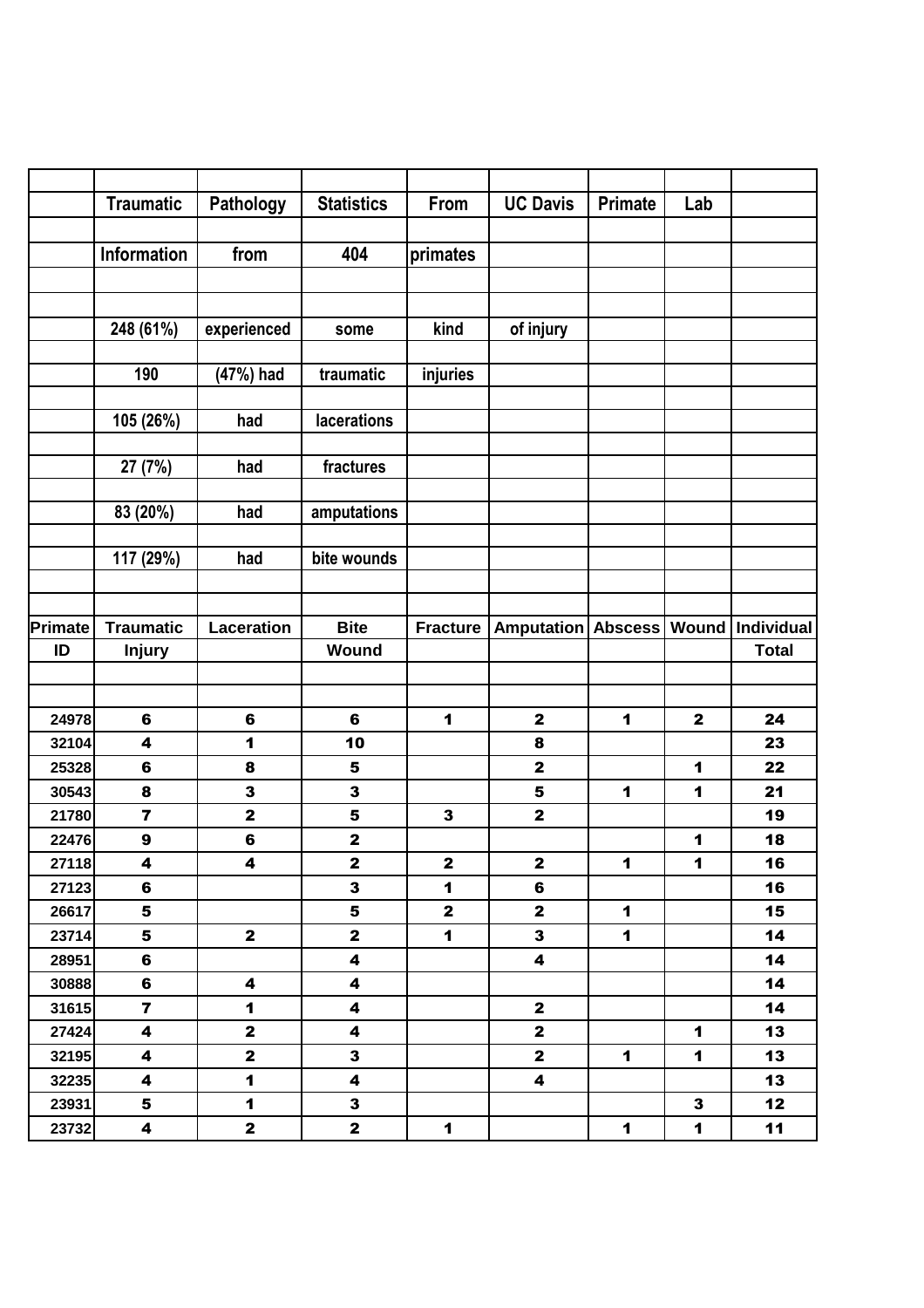Traumatic Pathology Statistics From UC Davis Primate Lab

Information from 404 primates

248 (61%) experienced some kind of injury

190 (47%) had traumatic injuries

105 (26%) had lacerations

27 (7%) had fractures

83 (20%) had amputations

117 (29%) had bite wounds

| Primate ID | Traumatic Injury | Laceration | Bite Wound | Fracture | Amputation | Abscess | Wound | Individual Total |
|---|---|---|---|---|---|---|---|---|
| 24978 | 6 | 6 | 6 | 1 | 2 | 1 | 2 | 24 |
| 32104 | 4 | 1 | 10 | | 8 | | | 23 |
| 25328 | 6 | 8 | 5 | | 2 | | 1 | 22 |
| 30543 | 8 | 3 | 3 | | 5 | 1 | 1 | 21 |
| 21780 | 7 | 2 | 5 | 3 | 2 | | | 19 |
| 22476 | 9 | 6 | 2 | | | | 1 | 18 |
| 27118 | 4 | 4 | 2 | 2 | 2 | 1 | 1 | 16 |
| 27123 | 6 | | 3 | 1 | 6 | | | 16 |
| 26617 | 5 | | 5 | 2 | 2 | 1 | | 15 |
| 23714 | 5 | 2 | 2 | 1 | 3 | 1 | | 14 |
| 28951 | 6 | | 4 | | 4 | | | 14 |
| 30888 | 6 | 4 | 4 | | | | | 14 |
| 31615 | 7 | 1 | 4 | | 2 | | | 14 |
| 27424 | 4 | 2 | 4 | | 2 | | 1 | 13 |
| 32195 | 4 | 2 | 3 | | 2 | 1 | 1 | 13 |
| 32235 | 4 | 1 | 4 | | 4 | | | 13 |
| 23931 | 5 | 1 | 3 | | | | 3 | 12 |
| 23732 | 4 | 2 | 2 | 1 | | 1 | 1 | 11 |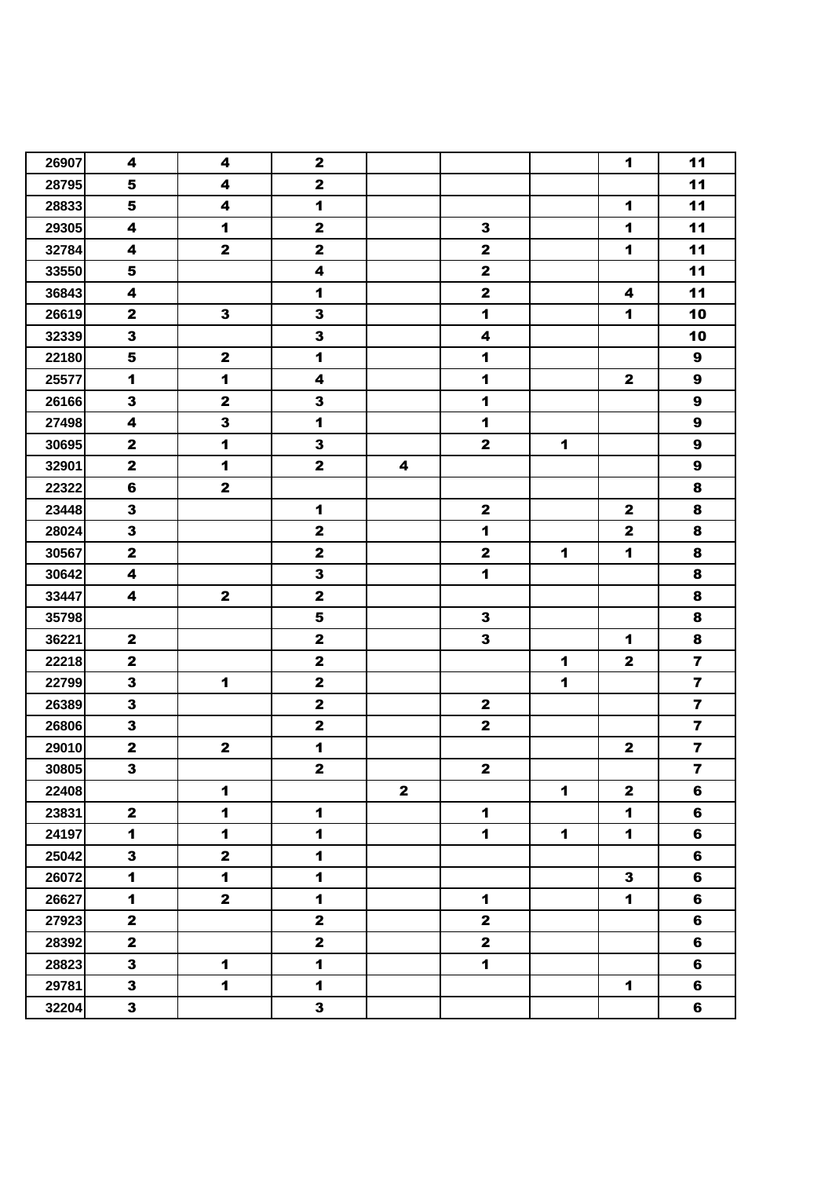| | | | | | | | | |
|---|---|---|---|---|---|---|---|---|
| 26907 | 4 | 4 | 2 | | | | 1 | 11 |
| 28795 | 5 | 4 | 2 | | | | | 11 |
| 28833 | 5 | 4 | 1 | | | | 1 | 11 |
| 29305 | 4 | 1 | 2 | | 3 | | 1 | 11 |
| 32784 | 4 | 2 | 2 | | 2 | | 1 | 11 |
| 33550 | 5 | | 4 | | 2 | | | 11 |
| 36843 | 4 | | 1 | | 2 | | 4 | 11 |
| 26619 | 2 | 3 | 3 | | 1 | | 1 | 10 |
| 32339 | 3 | | 3 | | 4 | | | 10 |
| 22180 | 5 | 2 | 1 | | 1 | | | 9 |
| 25577 | 1 | 1 | 4 | | 1 | | 2 | 9 |
| 26166 | 3 | 2 | 3 | | 1 | | | 9 |
| 27498 | 4 | 3 | 1 | | 1 | | | 9 |
| 30695 | 2 | 1 | 3 | | 2 | 1 | | 9 |
| 32901 | 2 | 1 | 2 | 4 | | | | 9 |
| 22322 | 6 | 2 | | | | | | 8 |
| 23448 | 3 | | 1 | | 2 | | 2 | 8 |
| 28024 | 3 | | 2 | | 1 | | 2 | 8 |
| 30567 | 2 | | 2 | | 2 | 1 | 1 | 8 |
| 30642 | 4 | | 3 | | 1 | | | 8 |
| 33447 | 4 | 2 | 2 | | | | | 8 |
| 35798 | | | 5 | | 3 | | | 8 |
| 36221 | 2 | | 2 | | 3 | | 1 | 8 |
| 22218 | 2 | | 2 | | | 1 | 2 | 7 |
| 22799 | 3 | 1 | 2 | | | 1 | | 7 |
| 26389 | 3 | | 2 | | 2 | | | 7 |
| 26806 | 3 | | 2 | | 2 | | | 7 |
| 29010 | 2 | 2 | 1 | | | | 2 | 7 |
| 30805 | 3 | | 2 | | 2 | | | 7 |
| 22408 | | 1 | | 2 | | 1 | 2 | 6 |
| 23831 | 2 | 1 | 1 | | 1 | | 1 | 6 |
| 24197 | 1 | 1 | 1 | | 1 | 1 | 1 | 6 |
| 25042 | 3 | 2 | 1 | | | | | 6 |
| 26072 | 1 | 1 | 1 | | | | 3 | 6 |
| 26627 | 1 | 2 | 1 | | 1 | | 1 | 6 |
| 27923 | 2 | | 2 | | 2 | | | 6 |
| 28392 | 2 | | 2 | | 2 | | | 6 |
| 28823 | 3 | 1 | 1 | | 1 | | | 6 |
| 29781 | 3 | 1 | 1 | | | | 1 | 6 |
| 32204 | 3 | | 3 | | | | | 6 |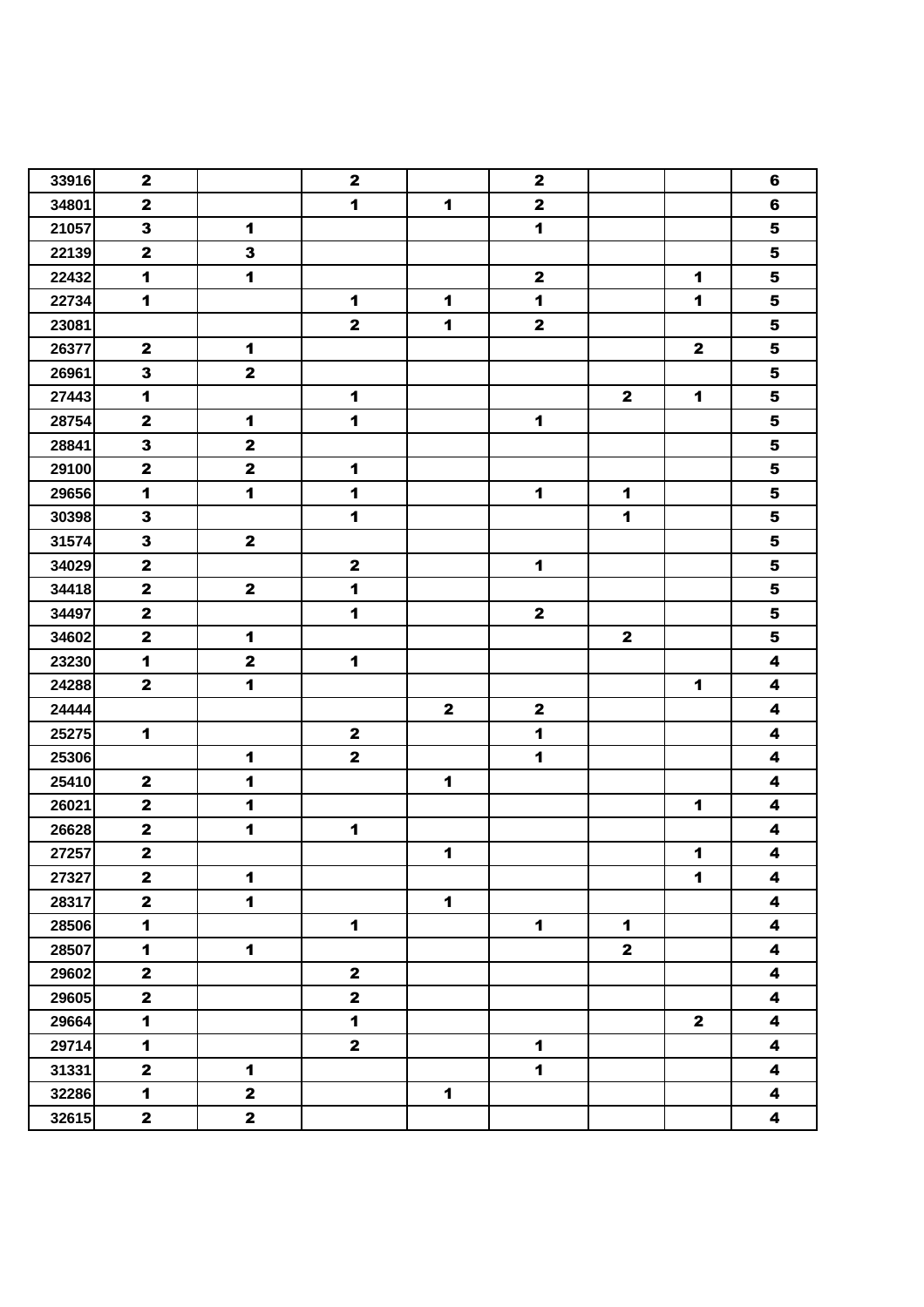| | | | | | | | | |
|---|---|---|---|---|---|---|---|---|
| 33916 | 2 | | 2 | | 2 | | | 6 |
| 34801 | 2 | | 1 | 1 | 2 | | | 6 |
| 21057 | 3 | 1 | | | 1 | | | 5 |
| 22139 | 2 | 3 | | | | | | 5 |
| 22432 | 1 | 1 | | | 2 | | 1 | 5 |
| 22734 | 1 | | 1 | 1 | 1 | | 1 | 5 |
| 23081 | | | 2 | 1 | 2 | | | 5 |
| 26377 | 2 | 1 | | | | | 2 | 5 |
| 26961 | 3 | 2 | | | | | | 5 |
| 27443 | 1 | | 1 | | | 2 | 1 | 5 |
| 28754 | 2 | 1 | 1 | | 1 | | | 5 |
| 28841 | 3 | 2 | | | | | | 5 |
| 29100 | 2 | 2 | 1 | | | | | 5 |
| 29656 | 1 | 1 | 1 | | 1 | 1 | | 5 |
| 30398 | 3 | | 1 | | | 1 | | 5 |
| 31574 | 3 | 2 | | | | | | 5 |
| 34029 | 2 | | 2 | | 1 | | | 5 |
| 34418 | 2 | 2 | 1 | | | | | 5 |
| 34497 | 2 | | 1 | | 2 | | | 5 |
| 34602 | 2 | 1 | | | | 2 | | 5 |
| 23230 | 1 | 2 | 1 | | | | | 4 |
| 24288 | 2 | 1 | | | | | 1 | 4 |
| 24444 | | | | 2 | 2 | | | 4 |
| 25275 | 1 | | 2 | | 1 | | | 4 |
| 25306 | | 1 | 2 | | 1 | | | 4 |
| 25410 | 2 | 1 | | 1 | | | | 4 |
| 26021 | 2 | 1 | | | | | 1 | 4 |
| 26628 | 2 | 1 | 1 | | | | | 4 |
| 27257 | 2 | | | 1 | | | 1 | 4 |
| 27327 | 2 | 1 | | | | | 1 | 4 |
| 28317 | 2 | 1 | | 1 | | | | 4 |
| 28506 | 1 | | 1 | | 1 | 1 | | 4 |
| 28507 | 1 | 1 | | | | 2 | | 4 |
| 29602 | 2 | | 2 | | | | | 4 |
| 29605 | 2 | | 2 | | | | | 4 |
| 29664 | 1 | | 1 | | | | 2 | 4 |
| 29714 | 1 | | 2 | | 1 | | | 4 |
| 31331 | 2 | 1 | | | 1 | | | 4 |
| 32286 | 1 | 2 | | 1 | | | | 4 |
| 32615 | 2 | 2 | | | | | | 4 |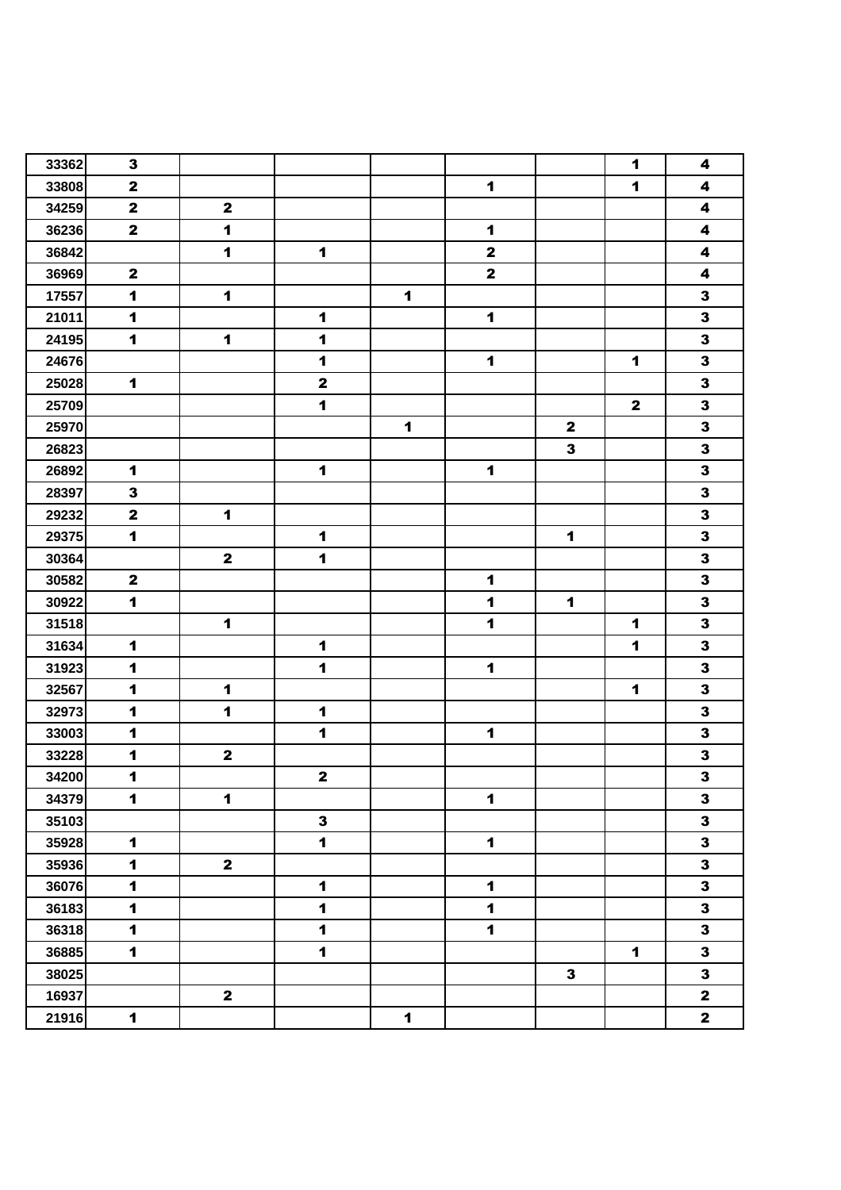| | | | | | | | | |
|---|---|---|---|---|---|---|---|---|
| 33362 | 3 | | | | | | 1 | 4 |
| 33808 | 2 | | | | 1 | | 1 | 4 |
| 34259 | 2 | 2 | | | | | | 4 |
| 36236 | 2 | 1 | | | 1 | | | 4 |
| 36842 | | 1 | 1 | | 2 | | | 4 |
| 36969 | 2 | | | | 2 | | | 4 |
| 17557 | 1 | 1 | | 1 | | | | 3 |
| 21011 | 1 | | 1 | | 1 | | | 3 |
| 24195 | 1 | 1 | 1 | | | | | 3 |
| 24676 | | | 1 | | 1 | | 1 | 3 |
| 25028 | 1 | | 2 | | | | | 3 |
| 25709 | | | 1 | | | | 2 | 3 |
| 25970 | | | | 1 | | 2 | | 3 |
| 26823 | | | | | | 3 | | 3 |
| 26892 | 1 | | 1 | | 1 | | | 3 |
| 28397 | 3 | | | | | | | 3 |
| 29232 | 2 | 1 | | | | | | 3 |
| 29375 | 1 | | 1 | | | 1 | | 3 |
| 30364 | | 2 | 1 | | | | | 3 |
| 30582 | 2 | | | | 1 | | | 3 |
| 30922 | 1 | | | | 1 | 1 | | 3 |
| 31518 | | 1 | | | 1 | | 1 | 3 |
| 31634 | 1 | | 1 | | | | 1 | 3 |
| 31923 | 1 | | 1 | | 1 | | | 3 |
| 32567 | 1 | 1 | | | | | 1 | 3 |
| 32973 | 1 | 1 | 1 | | | | | 3 |
| 33003 | 1 | | 1 | | 1 | | | 3 |
| 33228 | 1 | 2 | | | | | | 3 |
| 34200 | 1 | | 2 | | | | | 3 |
| 34379 | 1 | 1 | | | 1 | | | 3 |
| 35103 | | | 3 | | | | | 3 |
| 35928 | 1 | | 1 | | 1 | | | 3 |
| 35936 | 1 | 2 | | | | | | 3 |
| 36076 | 1 | | 1 | | 1 | | | 3 |
| 36183 | 1 | | 1 | | 1 | | | 3 |
| 36318 | 1 | | 1 | | 1 | | | 3 |
| 36885 | 1 | | 1 | | | | 1 | 3 |
| 38025 | | | | | | 3 | | 3 |
| 16937 | | 2 | | | | | | 2 |
| 21916 | 1 | | | 1 | | | | 2 |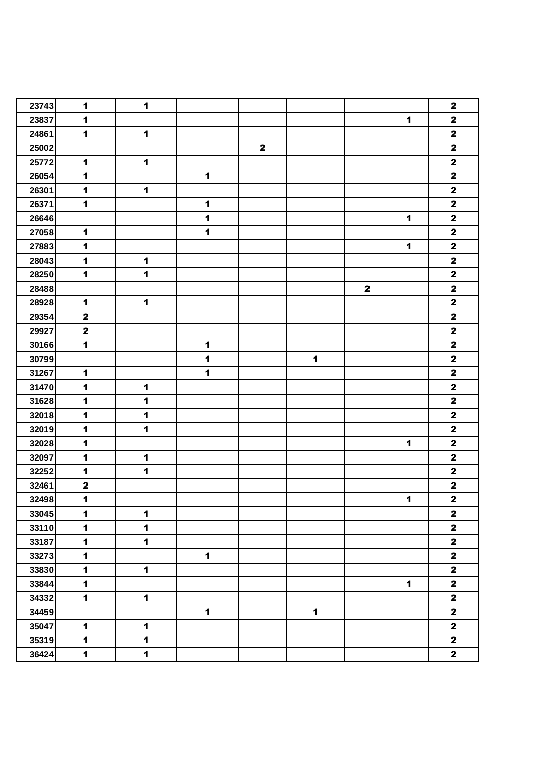| | | | | | | | | |
|---|---|---|---|---|---|---|---|---|
| 23743 | 1 | 1 | | | | | | 2 |
| 23837 | 1 | | | | | | 1 | 2 |
| 24861 | 1 | 1 | | | | | | 2 |
| 25002 | | | | 2 | | | | 2 |
| 25772 | 1 | 1 | | | | | | 2 |
| 26054 | 1 | | 1 | | | | | 2 |
| 26301 | 1 | 1 | | | | | | 2 |
| 26371 | 1 | | 1 | | | | | 2 |
| 26646 | | | 1 | | | | 1 | 2 |
| 27058 | 1 | | 1 | | | | | 2 |
| 27883 | 1 | | | | | | 1 | 2 |
| 28043 | 1 | 1 | | | | | | 2 |
| 28250 | 1 | 1 | | | | | | 2 |
| 28488 | | | | | | 2 | | 2 |
| 28928 | 1 | 1 | | | | | | 2 |
| 29354 | 2 | | | | | | | 2 |
| 29927 | 2 | | | | | | | 2 |
| 30166 | 1 | | 1 | | | | | 2 |
| 30799 | | | 1 | | 1 | | | 2 |
| 31267 | 1 | | 1 | | | | | 2 |
| 31470 | 1 | 1 | | | | | | 2 |
| 31628 | 1 | 1 | | | | | | 2 |
| 32018 | 1 | 1 | | | | | | 2 |
| 32019 | 1 | 1 | | | | | | 2 |
| 32028 | 1 | | | | | | 1 | 2 |
| 32097 | 1 | 1 | | | | | | 2 |
| 32252 | 1 | 1 | | | | | | 2 |
| 32461 | 2 | | | | | | | 2 |
| 32498 | 1 | | | | | | 1 | 2 |
| 33045 | 1 | 1 | | | | | | 2 |
| 33110 | 1 | 1 | | | | | | 2 |
| 33187 | 1 | 1 | | | | | | 2 |
| 33273 | 1 | | 1 | | | | | 2 |
| 33830 | 1 | 1 | | | | | | 2 |
| 33844 | 1 | | | | | | 1 | 2 |
| 34332 | 1 | 1 | | | | | | 2 |
| 34459 | | | 1 | | 1 | | | 2 |
| 35047 | 1 | 1 | | | | | | 2 |
| 35319 | 1 | 1 | | | | | | 2 |
| 36424 | 1 | 1 | | | | | | 2 |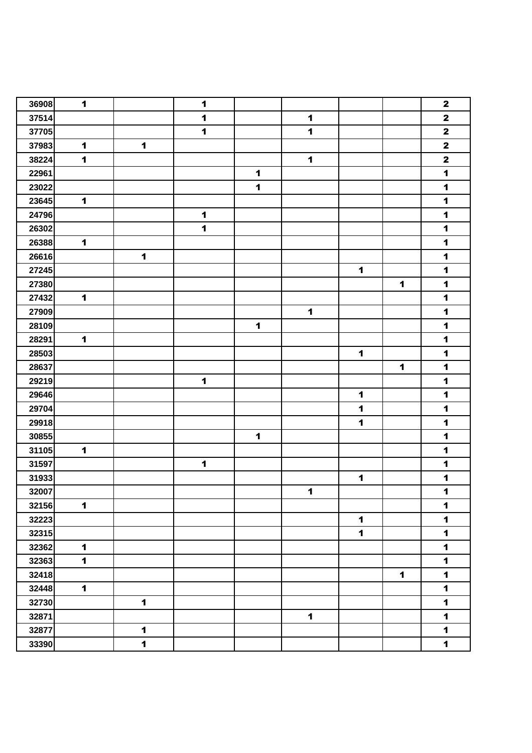| | | | | | | | | |
|---|---|---|---|---|---|---|---|---|
| 36908 | 1 | | 1 | | | | | 2 |
| 37514 | | | 1 | | 1 | | | 2 |
| 37705 | | | 1 | | 1 | | | 2 |
| 37983 | 1 | 1 | | | | | | 2 |
| 38224 | 1 | | | | 1 | | | 2 |
| 22961 | | | | 1 | | | | 1 |
| 23022 | | | | 1 | | | | 1 |
| 23645 | 1 | | | | | | | 1 |
| 24796 | | | 1 | | | | | 1 |
| 26302 | | | 1 | | | | | 1 |
| 26388 | 1 | | | | | | | 1 |
| 26616 | | 1 | | | | | | 1 |
| 27245 | | | | | | 1 | | 1 |
| 27380 | | | | | | | 1 | 1 |
| 27432 | 1 | | | | | | | 1 |
| 27909 | | | | | 1 | | | 1 |
| 28109 | | | | 1 | | | | 1 |
| 28291 | 1 | | | | | | | 1 |
| 28503 | | | | | | 1 | | 1 |
| 28637 | | | | | | | 1 | 1 |
| 29219 | | | 1 | | | | | 1 |
| 29646 | | | | | | 1 | | 1 |
| 29704 | | | | | | 1 | | 1 |
| 29918 | | | | | | 1 | | 1 |
| 30855 | | | | 1 | | | | 1 |
| 31105 | 1 | | | | | | | 1 |
| 31597 | | | 1 | | | | | 1 |
| 31933 | | | | | | 1 | | 1 |
| 32007 | | | | | 1 | | | 1 |
| 32156 | 1 | | | | | | | 1 |
| 32223 | | | | | | 1 | | 1 |
| 32315 | | | | | | 1 | | 1 |
| 32362 | 1 | | | | | | | 1 |
| 32363 | 1 | | | | | | | 1 |
| 32418 | | | | | | | 1 | 1 |
| 32448 | 1 | | | | | | | 1 |
| 32730 | | 1 | | | | | | 1 |
| 32871 | | | | | 1 | | | 1 |
| 32877 | | 1 | | | | | | 1 |
| 33390 | | 1 | | | | | | 1 |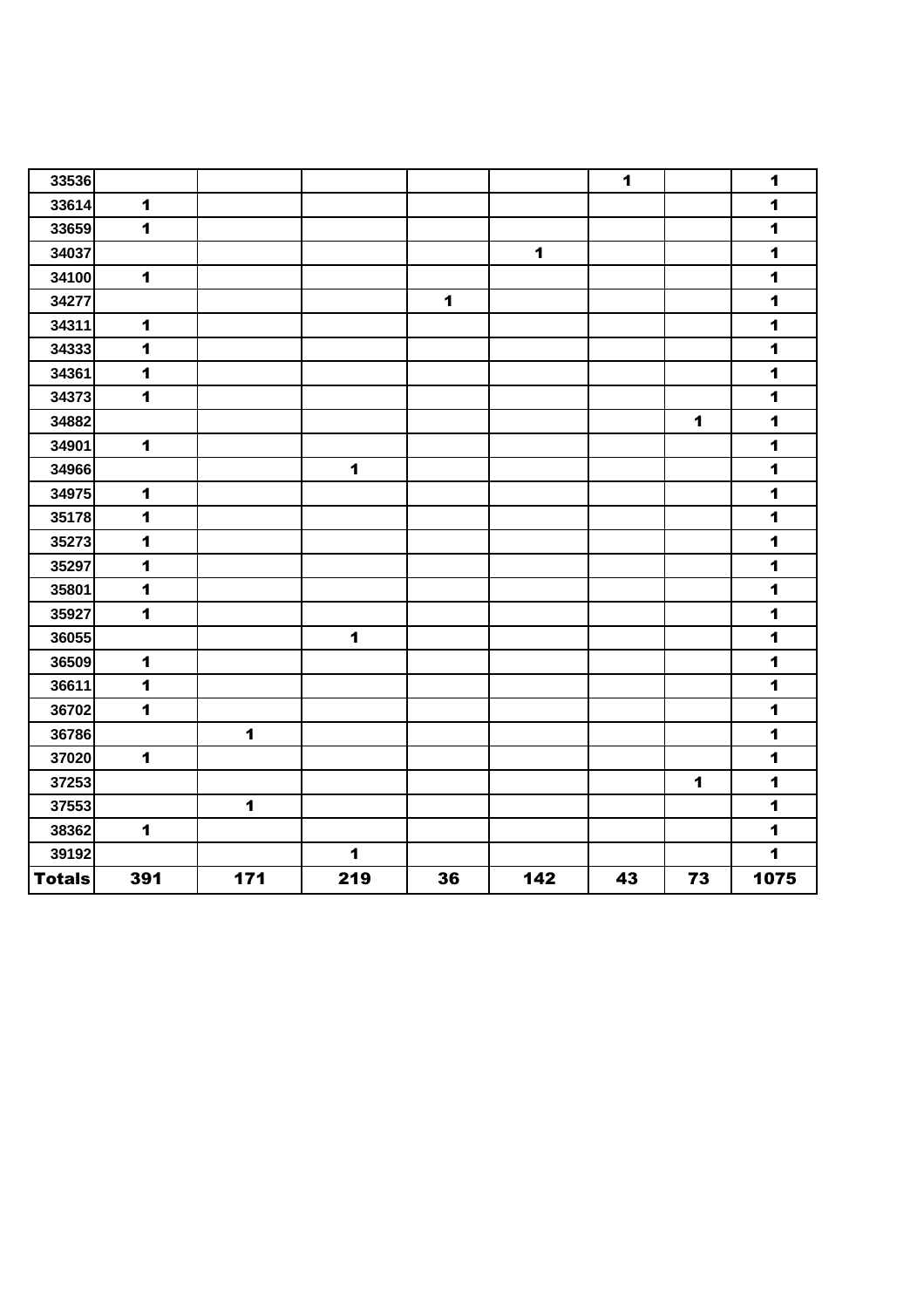| | | | | | | | | |
|---|---|---|---|---|---|---|---|---|
| 33536 | | | | | | 1 | | 1 |
| 33614 | 1 | | | | | | | 1 |
| 33659 | 1 | | | | | | | 1 |
| 34037 | | | | | 1 | | | 1 |
| 34100 | 1 | | | | | | | 1 |
| 34277 | | | | 1 | | | | 1 |
| 34311 | 1 | | | | | | | 1 |
| 34333 | 1 | | | | | | | 1 |
| 34361 | 1 | | | | | | | 1 |
| 34373 | 1 | | | | | | | 1 |
| 34882 | | | | | | | 1 | 1 |
| 34901 | 1 | | | | | | | 1 |
| 34966 | | | 1 | | | | | 1 |
| 34975 | 1 | | | | | | | 1 |
| 35178 | 1 | | | | | | | 1 |
| 35273 | 1 | | | | | | | 1 |
| 35297 | 1 | | | | | | | 1 |
| 35801 | 1 | | | | | | | 1 |
| 35927 | 1 | | | | | | | 1 |
| 36055 | | | 1 | | | | | 1 |
| 36509 | 1 | | | | | | | 1 |
| 36611 | 1 | | | | | | | 1 |
| 36702 | 1 | | | | | | | 1 |
| 36786 | | 1 | | | | | | 1 |
| 37020 | 1 | | | | | | | 1 |
| 37253 | | | | | | | 1 | 1 |
| 37553 | | 1 | | | | | | 1 |
| 38362 | 1 | | | | | | | 1 |
| 39192 | | | 1 | | | | | 1 |
| **Totals** | **391** | **171** | **219** | **36** | **142** | **43** | **73** | **1075** |